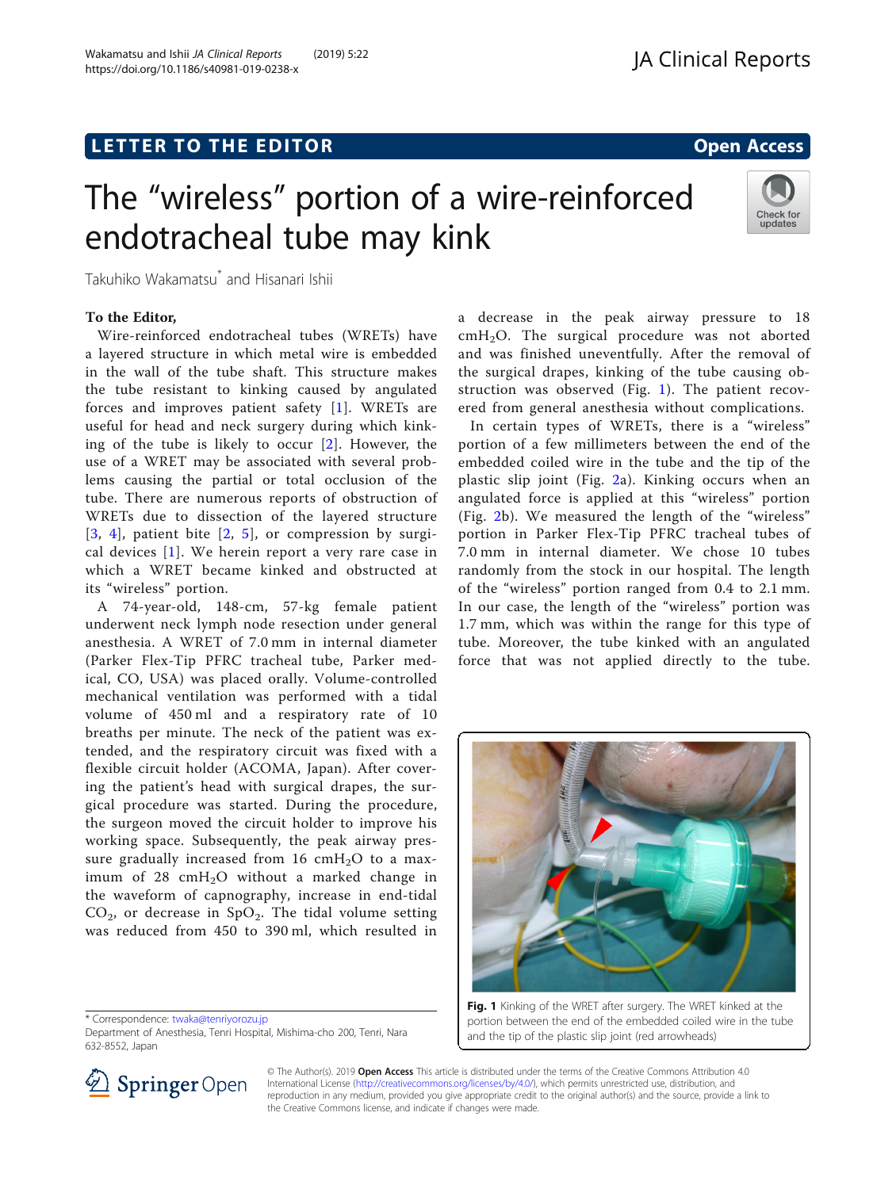LETTER TO THE EDITOR

Open Access

# The "wireless" portion of a wire-reinforced endotracheal tube may kink

Takuhiko Wakamatsu* and Hisanari Ishii

**To the Editor,**

Wire-reinforced endotracheal tubes (WRETs) have a layered structure in which metal wire is embedded in the wall of the tube shaft. This structure makes the tube resistant to kinking caused by angulated forces and improves patient safety [1]. WRETs are useful for head and neck surgery during which kinking of the tube is likely to occur [2]. However, the use of a WRET may be associated with several problems causing the partial or total occlusion of the tube. There are numerous reports of obstruction of WRETs due to dissection of the layered structure [3, 4], patient bite [2, 5], or compression by surgical devices [1]. We herein report a very rare case in which a WRET became kinked and obstructed at its "wireless" portion.

A 74-year-old, 148-cm, 57-kg female patient underwent neck lymph node resection under general anesthesia. A WRET of 7.0 mm in internal diameter (Parker Flex-Tip PFRC tracheal tube, Parker medical, CO, USA) was placed orally. Volume-controlled mechanical ventilation was performed with a tidal volume of 450 ml and a respiratory rate of 10 breaths per minute. The neck of the patient was extended, and the respiratory circuit was fixed with a flexible circuit holder (ACOMA, Japan). After covering the patient's head with surgical drapes, the surgical procedure was started. During the procedure, the surgeon moved the circuit holder to improve his working space. Subsequently, the peak airway pressure gradually increased from 16 $cmH_2O$ to a maximum of 28 $cmH_2O$ without a marked change in the waveform of capnography, increase in end-tidal $CO_2$, or decrease in $SpO_2$. The tidal volume setting was reduced from 450 to 390 ml, which resulted in a decrease in the peak airway pressure to 18 $cmH_2O$. The surgical procedure was not aborted and was finished uneventfully. After the removal of the surgical drapes, kinking of the tube causing obstruction was observed (Fig. 1). The patient recovered from general anesthesia without complications.

In certain types of WRETs, there is a "wireless" portion of a few millimeters between the end of the embedded coiled wire in the tube and the tip of the plastic slip joint (Fig. 2a). Kinking occurs when an angulated force is applied at this "wireless" portion (Fig. 2b). We measured the length of the "wireless" portion in Parker Flex-Tip PFRC tracheal tubes of 7.0 mm in internal diameter. We chose 10 tubes randomly from the stock in our hospital. The length of the "wireless" portion ranged from 0.4 to 2.1 mm. In our case, the length of the "wireless" portion was 1.7 mm, which was within the range for this type of tube. Moreover, the tube kinked with an angulated force that was not applied directly to the tube.

**Fig. 1** Kinking of the WRET after surgery. The WRET kinked at the portion between the end of the embedded coiled wire in the tube and the tip of the plastic slip joint (red arrowheads)

\* Correspondence: twaka@tenriyorozu.jp
Department of Anesthesia, Tenri Hospital, Mishima-cho 200, Tenri, Nara 632-8552, Japan

© The Author(s). 2019 **Open Access** This article is distributed under the terms of the Creative Commons Attribution 4.0 International License (http://creativecommons.org/licenses/by/4.0/), which permits unrestricted use, distribution, and reproduction in any medium, provided you give appropriate credit to the original author(s) and the source, provide a link to the Creative Commons license, and indicate if changes were made.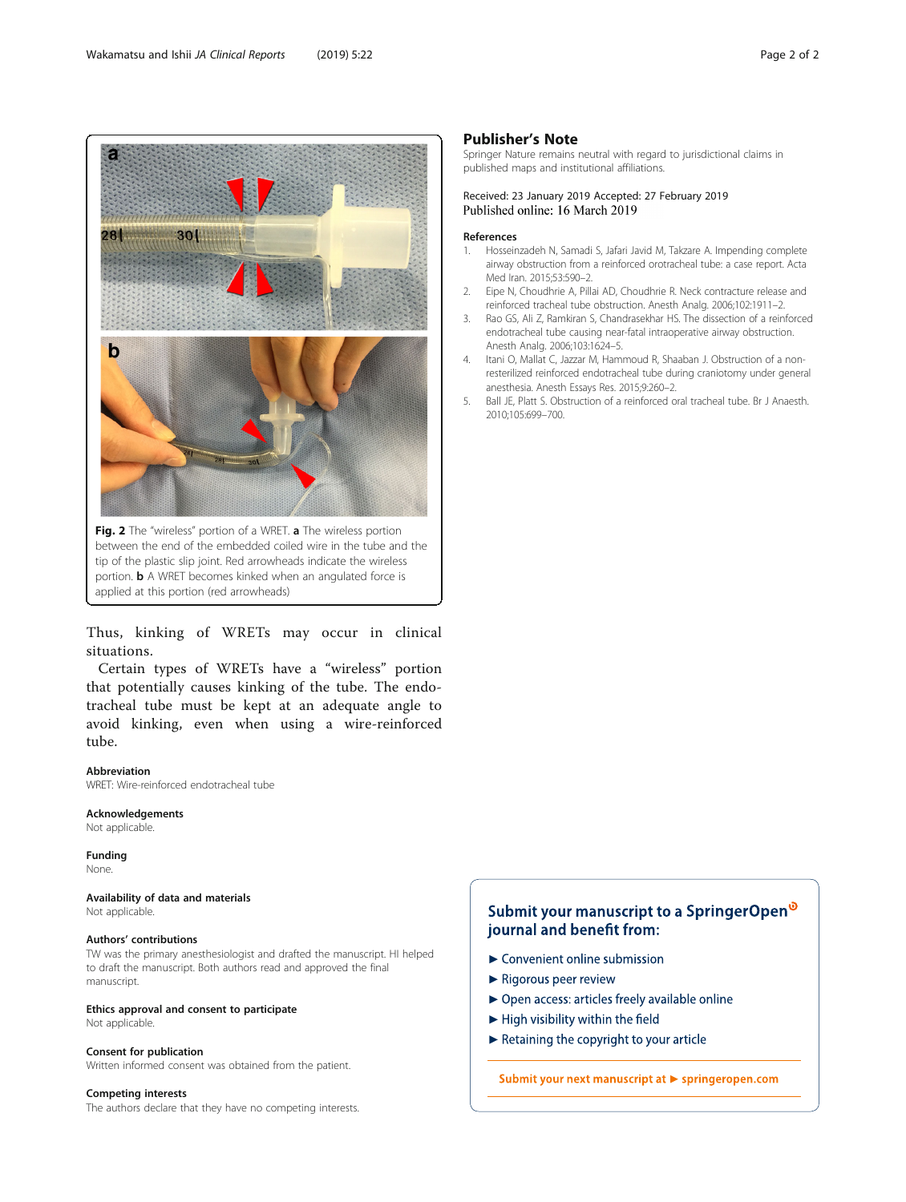Fig. 2 The "wireless" portion of a WRET. **a** The wireless portion between the end of the embedded coiled wire in the tube and the tip of the plastic slip joint. Red arrowheads indicate the wireless portion. **b** A WRET becomes kinked when an angulated force is applied at this portion (red arrowheads)

Thus, kinking of WRETs may occur in clinical situations.

Certain types of WRETs have a "wireless" portion that potentially causes kinking of the tube. The endotracheal tube must be kept at an adequate angle to avoid kinking, even when using a wire-reinforced tube.

### Abbreviation

WRET: Wire-reinforced endotracheal tube

### Acknowledgements

Not applicable.

### Funding

None.

### Availability of data and materials

Not applicable.

### Authors' contributions

TW was the primary anesthesiologist and drafted the manuscript. HI helped to draft the manuscript. Both authors read and approved the final manuscript.

### Ethics approval and consent to participate

Not applicable.

### Consent for publication

Written informed consent was obtained from the patient.

### Competing interests

The authors declare that they have no competing interests.

## Publisher's Note

Springer Nature remains neutral with regard to jurisdictional claims in published maps and institutional affiliations.

Received: 23 January 2019 Accepted: 27 February 2019
Published online: 16 March 2019

### References

1. Hosseinzadeh N, Samadi S, Jafari Javid M, Takzare A. Impending complete airway obstruction from a reinforced orotracheal tube: a case report. Acta Med Iran. 2015;53:590–2.
2. Eipe N, Choudhrie A, Pillai AD, Choudhrie R. Neck contracture release and reinforced tracheal tube obstruction. Anesth Analg. 2006;102:1911–2.
3. Rao GS, Ali Z, Ramkiran S, Chandrasekhar HS. The dissection of a reinforced endotracheal tube causing near-fatal intraoperative airway obstruction. Anesth Analg. 2006;103:1624–5.
4. Itani O, Mallat C, Jazzar M, Hammoud R, Shaaban J. Obstruction of a non-resterilized reinforced endotracheal tube during craniotomy under general anesthesia. Anesth Essays Res. 2015;9:260–2.
5. Ball JE, Platt S. Obstruction of a reinforced oral tracheal tube. Br J Anaesth. 2010;105:699–700.